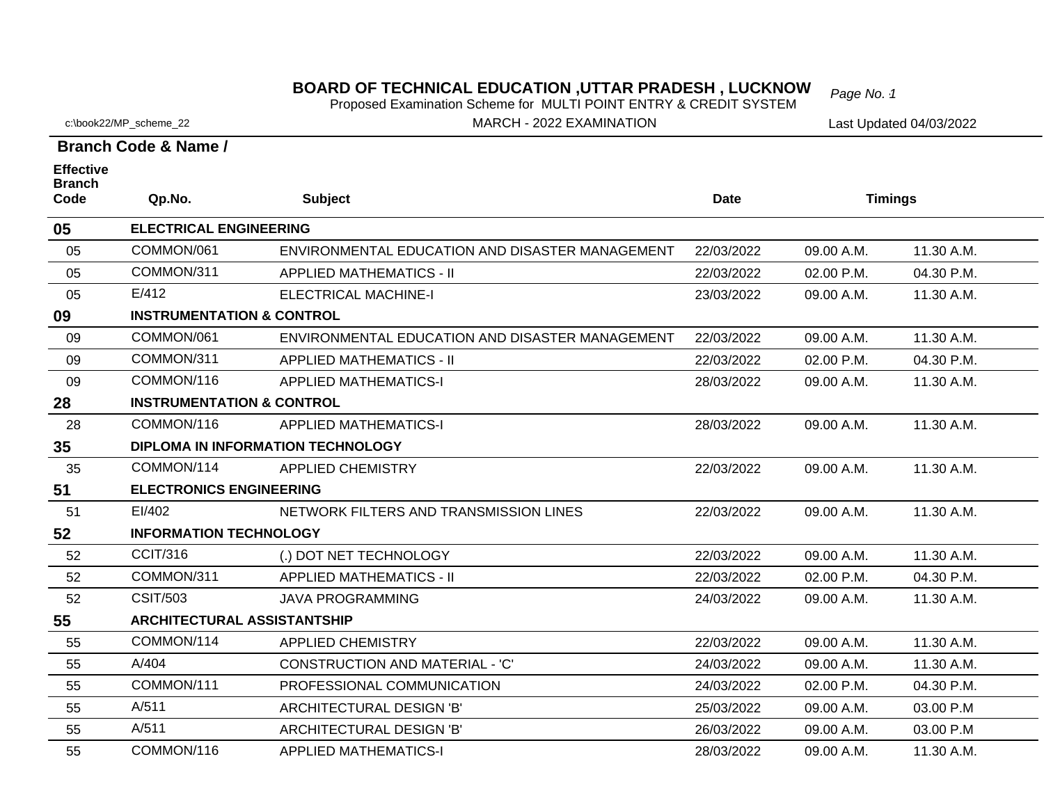# BOARD OF TECHNICAL EDUCATION ,UTTAR PRADESH , LUCKNOW

Proposed Examination Scheme for MULTI POINT ENTRY & CREDIT SYSTEM

c:\book22/MP_scheme_22 | MARCH - 2022 EXAMINATION | Last Updated 04/03/2022

**Branch Code & Name /**

| Effective Branch Code | Qp.No. | Subject | Date | Timings | |
|---|---|---|---|---|---|
| **05** | **ELECTRICAL ENGINEERING** | | | | |
| 05 | COMMON/061 | ENVIRONMENTAL EDUCATION AND DISASTER MANAGEMENT | 22/03/2022 | 09.00 A.M. | 11.30 A.M. |
| 05 | COMMON/311 | APPLIED MATHEMATICS - II | 22/03/2022 | 02.00 P.M. | 04.30 P.M. |
| 05 | E/412 | ELECTRICAL MACHINE-I | 23/03/2022 | 09.00 A.M. | 11.30 A.M. |
| **09** | **INSTRUMENTATION & CONTROL** | | | | |
| 09 | COMMON/061 | ENVIRONMENTAL EDUCATION AND DISASTER MANAGEMENT | 22/03/2022 | 09.00 A.M. | 11.30 A.M. |
| 09 | COMMON/311 | APPLIED MATHEMATICS - II | 22/03/2022 | 02.00 P.M. | 04.30 P.M. |
| 09 | COMMON/116 | APPLIED MATHEMATICS-I | 28/03/2022 | 09.00 A.M. | 11.30 A.M. |
| **28** | **INSTRUMENTATION & CONTROL** | | | | |
| 28 | COMMON/116 | APPLIED MATHEMATICS-I | 28/03/2022 | 09.00 A.M. | 11.30 A.M. |
| **35** | **DIPLOMA IN INFORMATION TECHNOLOGY** | | | | |
| 35 | COMMON/114 | APPLIED CHEMISTRY | 22/03/2022 | 09.00 A.M. | 11.30 A.M. |
| **51** | **ELECTRONICS ENGINEERING** | | | | |
| 51 | EI/402 | NETWORK FILTERS AND TRANSMISSION LINES | 22/03/2022 | 09.00 A.M. | 11.30 A.M. |
| **52** | **INFORMATION TECHNOLOGY** | | | | |
| 52 | CCIT/316 | (.) DOT NET TECHNOLOGY | 22/03/2022 | 09.00 A.M. | 11.30 A.M. |
| 52 | COMMON/311 | APPLIED MATHEMATICS - II | 22/03/2022 | 02.00 P.M. | 04.30 P.M. |
| 52 | CSIT/503 | JAVA PROGRAMMING | 24/03/2022 | 09.00 A.M. | 11.30 A.M. |
| **55** | **ARCHITECTURAL ASSISTANTSHIP** | | | | |
| 55 | COMMON/114 | APPLIED CHEMISTRY | 22/03/2022 | 09.00 A.M. | 11.30 A.M. |
| 55 | A/404 | CONSTRUCTION AND MATERIAL - 'C' | 24/03/2022 | 09.00 A.M. | 11.30 A.M. |
| 55 | COMMON/111 | PROFESSIONAL COMMUNICATION | 24/03/2022 | 02.00 P.M. | 04.30 P.M. |
| 55 | A/511 | ARCHITECTURAL DESIGN 'B' | 25/03/2022 | 09.00 A.M. | 03.00 P.M |
| 55 | A/511 | ARCHITECTURAL DESIGN 'B' | 26/03/2022 | 09.00 A.M. | 03.00 P.M |
| 55 | COMMON/116 | APPLIED MATHEMATICS-I | 28/03/2022 | 09.00 A.M. | 11.30 A.M. |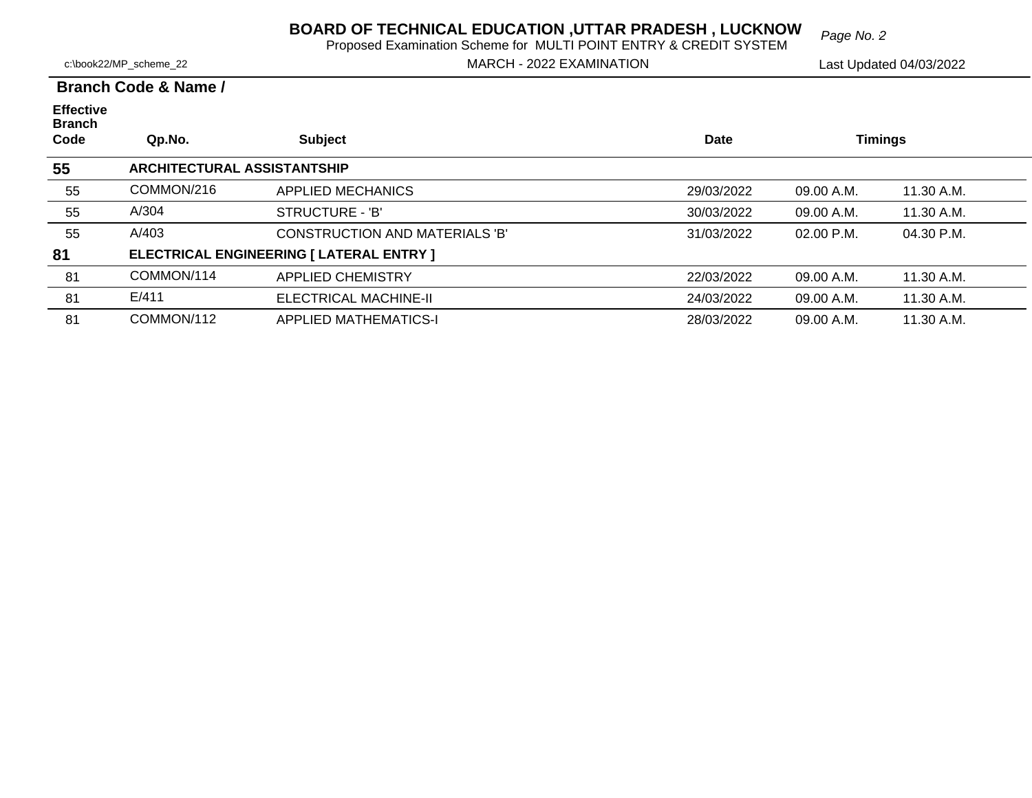## BOARD OF TECHNICAL EDUCATION ,UTTAR PRADESH , LUCKNOW

Proposed Examination Scheme for MULTI POINT ENTRY & CREDIT SYSTEM

c:\book22/MP_scheme_22 MARCH - 2022 EXAMINATION Last Updated 04/03/2022

**Branch Code & Name /**

| Effective Branch Code | Qp.No. | Subject | Date | Timings | |
|---|---|---|---|---|---|
| **55** | **ARCHITECTURAL ASSISTANTSHIP** | | | | |
| 55 | COMMON/216 | APPLIED MECHANICS | 29/03/2022 | 09.00 A.M. | 11.30 A.M. |
| 55 | A/304 | STRUCTURE - 'B' | 30/03/2022 | 09.00 A.M. | 11.30 A.M. |
| 55 | A/403 | CONSTRUCTION AND MATERIALS 'B' | 31/03/2022 | 02.00 P.M. | 04.30 P.M. |
| **81** | **ELECTRICAL ENGINEERING [ LATERAL ENTRY ]** | | | | |
| 81 | COMMON/114 | APPLIED CHEMISTRY | 22/03/2022 | 09.00 A.M. | 11.30 A.M. |
| 81 | E/411 | ELECTRICAL MACHINE-II | 24/03/2022 | 09.00 A.M. | 11.30 A.M. |
| 81 | COMMON/112 | APPLIED MATHEMATICS-I | 28/03/2022 | 09.00 A.M. | 11.30 A.M. |